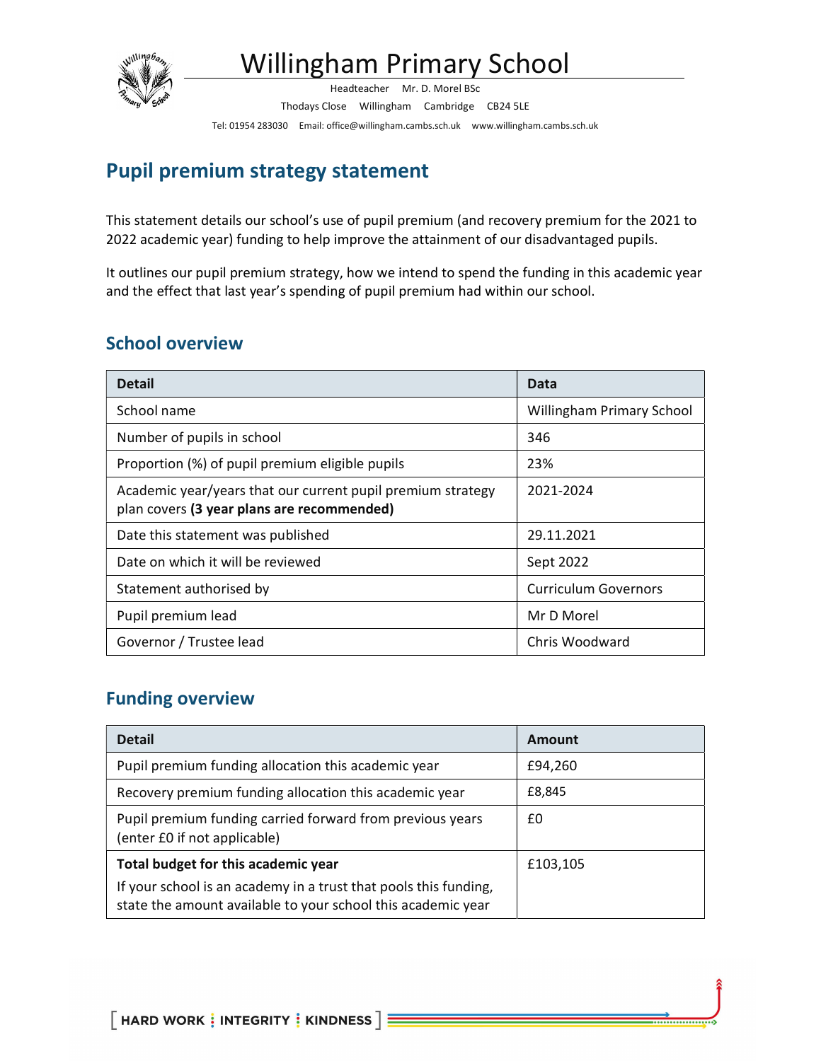# Willingham Primary School

Headteacher Mr. D. Morel BSc

Thodays Close Willingham Cambridge CB24 5LE

Tel: 01954 283030 Email: office@willingham.cambs.sch.uk www.willingham.cambs.sch.uk

## Pupil premium strategy statement

This statement details our school's use of pupil premium (and recovery premium for the 2021 to 2022 academic year) funding to help improve the attainment of our disadvantaged pupils.

It outlines our pupil premium strategy, how we intend to spend the funding in this academic year and the effect that last year's spending of pupil premium had within our school.

### School overview

| Detail | Data |
|---|---|
| School name | Willingham Primary School |
| Number of pupils in school | 346 |
| Proportion (%) of pupil premium eligible pupils | 23% |
| Academic year/years that our current pupil premium strategy plan covers **(3 year plans are recommended)** | 2021-2024 |
| Date this statement was published | 29.11.2021 |
| Date on which it will be reviewed | Sept 2022 |
| Statement authorised by | Curriculum Governors |
| Pupil premium lead | Mr D Morel |
| Governor / Trustee lead | Chris Woodward |

### Funding overview

| Detail | Amount |
|---|---|
| Pupil premium funding allocation this academic year | £94,260 |
| Recovery premium funding allocation this academic year | £8,845 |
| Pupil premium funding carried forward from previous years (enter £0 if not applicable) | £0 |
| **Total budget for this academic year** If your school is an academy in a trust that pools this funding, state the amount available to your school this academic year | £103,105 |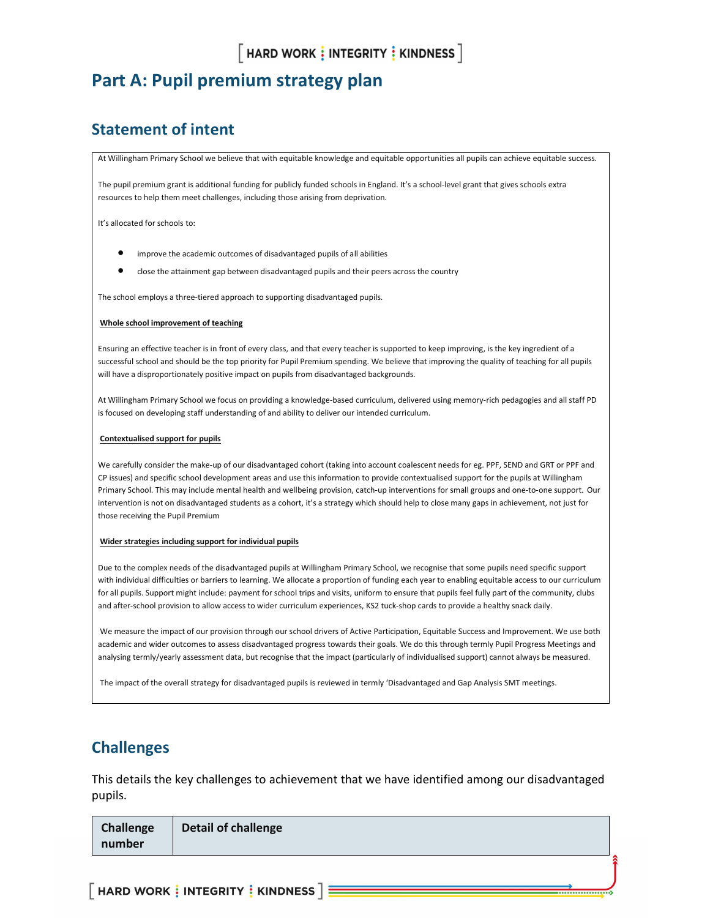# Part A: Pupil premium strategy plan

## Statement of intent

At Willingham Primary School we believe that with equitable knowledge and equitable opportunities all pupils can achieve equitable success.

The pupil premium grant is additional funding for publicly funded schools in England. It's a school-level grant that gives schools extra resources to help them meet challenges, including those arising from deprivation.

It's allocated for schools to:

- improve the academic outcomes of disadvantaged pupils of all abilities
- close the attainment gap between disadvantaged pupils and their peers across the country

The school employs a three-tiered approach to supporting disadvantaged pupils.

**Whole school improvement of teaching**

Ensuring an effective teacher is in front of every class, and that every teacher is supported to keep improving, is the key ingredient of a successful school and should be the top priority for Pupil Premium spending. We believe that improving the quality of teaching for all pupils will have a disproportionately positive impact on pupils from disadvantaged backgrounds.

At Willingham Primary School we focus on providing a knowledge-based curriculum, delivered using memory-rich pedagogies and all staff PD is focused on developing staff understanding of and ability to deliver our intended curriculum.

**Contextualised support for pupils**

We carefully consider the make-up of our disadvantaged cohort (taking into account coalescent needs for eg. PPF, SEND and GRT or PPF and CP issues) and specific school development areas and use this information to provide contextualised support for the pupils at Willingham Primary School. This may include mental health and wellbeing provision, catch-up interventions for small groups and one-to-one support. Our intervention is not on disadvantaged students as a cohort, it's a strategy which should help to close many gaps in achievement, not just for those receiving the Pupil Premium

**Wider strategies including support for individual pupils**

Due to the complex needs of the disadvantaged pupils at Willingham Primary School, we recognise that some pupils need specific support with individual difficulties or barriers to learning. We allocate a proportion of funding each year to enabling equitable access to our curriculum for all pupils. Support might include: payment for school trips and visits, uniform to ensure that pupils feel fully part of the community, clubs and after-school provision to allow access to wider curriculum experiences, KS2 tuck-shop cards to provide a healthy snack daily.

We measure the impact of our provision through our school drivers of Active Participation, Equitable Success and Improvement. We use both academic and wider outcomes to assess disadvantaged progress towards their goals. We do this through termly Pupil Progress Meetings and analysing termly/yearly assessment data, but recognise that the impact (particularly of individualised support) cannot always be measured.

The impact of the overall strategy for disadvantaged pupils is reviewed in termly 'Disadvantaged and Gap Analysis SMT meetings.

## Challenges

This details the key challenges to achievement that we have identified among our disadvantaged pupils.

| Challenge number | Detail of challenge |
| --- | --- |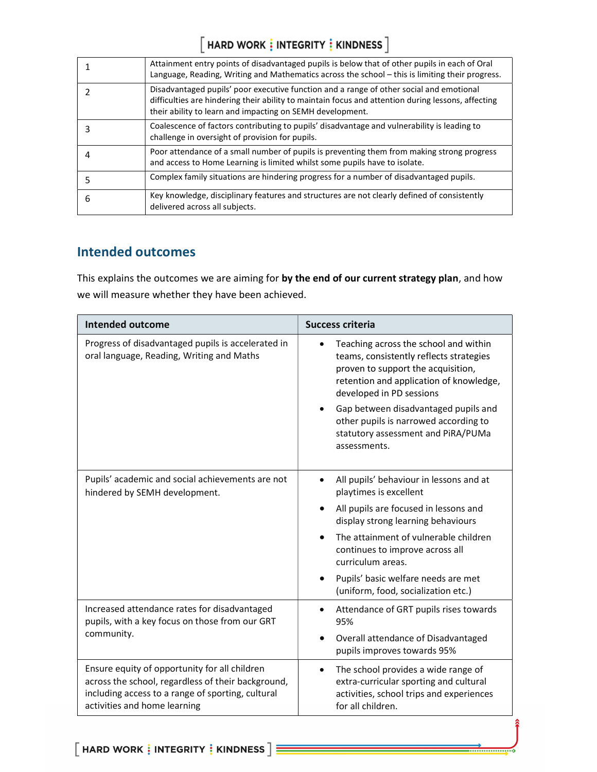| | |
|---|---|
| 1 | Attainment entry points of disadvantaged pupils is below that of other pupils in each of Oral Language, Reading, Writing and Mathematics across the school – this is limiting their progress. |
| 2 | Disadvantaged pupils' poor executive function and a range of other social and emotional difficulties are hindering their ability to maintain focus and attention during lessons, affecting their ability to learn and impacting on SEMH development. |
| 3 | Coalescence of factors contributing to pupils' disadvantage and vulnerability is leading to challenge in oversight of provision for pupils. |
| 4 | Poor attendance of a small number of pupils is preventing them from making strong progress and access to Home Learning is limited whilst some pupils have to isolate. |
| 5 | Complex family situations are hindering progress for a number of disadvantaged pupils. |
| 6 | Key knowledge, disciplinary features and structures are not clearly defined of consistently delivered across all subjects. |

## Intended outcomes

This explains the outcomes we are aiming for **by the end of our current strategy plan**, and how we will measure whether they have been achieved.

| Intended outcome | Success criteria |
|---|---|
| Progress of disadvantaged pupils is accelerated in oral language, Reading, Writing and Maths | • Teaching across the school and within teams, consistently reflects strategies proven to support the acquisition, retention and application of knowledge, developed in PD sessions<br>• Gap between disadvantaged pupils and other pupils is narrowed according to statutory assessment and PiRA/PUMa assessments. |
| Pupils' academic and social achievements are not hindered by SEMH development. | • All pupils' behaviour in lessons and at playtimes is excellent<br>• All pupils are focused in lessons and display strong learning behaviours<br>• The attainment of vulnerable children continues to improve across all curriculum areas.<br>• Pupils' basic welfare needs are met (uniform, food, socialization etc.) |
| Increased attendance rates for disadvantaged pupils, with a key focus on those from our GRT community. | • Attendance of GRT pupils rises towards 95%<br>• Overall attendance of Disadvantaged pupils improves towards 95% |
| Ensure equity of opportunity for all children across the school, regardless of their background, including access to a range of sporting, cultural activities and home learning | • The school provides a wide range of extra-curricular sporting and cultural activities, school trips and experiences for all children. |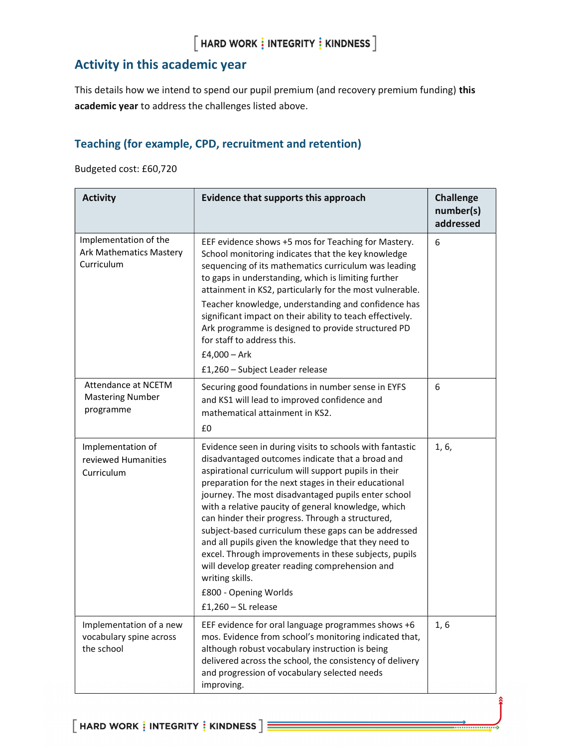## Activity in this academic year

This details how we intend to spend our pupil premium (and recovery premium funding) **this academic year** to address the challenges listed above.

### Teaching (for example, CPD, recruitment and retention)

Budgeted cost: £60,720

| Activity | Evidence that supports this approach | Challenge number(s) addressed |
| --- | --- | --- |
| Implementation of the Ark Mathematics Mastery Curriculum | EEF evidence shows +5 mos for Teaching for Mastery. School monitoring indicates that the key knowledge sequencing of its mathematics curriculum was leading to gaps in understanding, which is limiting further attainment in KS2, particularly for the most vulnerable.<br>Teacher knowledge, understanding and confidence has significant impact on their ability to teach effectively. Ark programme is designed to provide structured PD for staff to address this.<br>£4,000 – Ark<br>£1,260 – Subject Leader release | 6 |
| Attendance at NCETM Mastering Number programme | Securing good foundations in number sense in EYFS and KS1 will lead to improved confidence and mathematical attainment in KS2.<br>£0 | 6 |
| Implementation of reviewed Humanities Curriculum | Evidence seen in during visits to schools with fantastic disadvantaged outcomes indicate that a broad and aspirational curriculum will support pupils in their preparation for the next stages in their educational journey. The most disadvantaged pupils enter school with a relative paucity of general knowledge, which can hinder their progress. Through a structured, subject-based curriculum these gaps can be addressed and all pupils given the knowledge that they need to excel. Through improvements in these subjects, pupils will develop greater reading comprehension and writing skills.<br>£800 - Opening Worlds<br>£1,260 – SL release | 1, 6, |
| Implementation of a new vocabulary spine across the school | EEF evidence for oral language programmes shows +6 mos. Evidence from school's monitoring indicated that, although robust vocabulary instruction is being delivered across the school, the consistency of delivery and progression of vocabulary selected needs improving. | 1, 6 |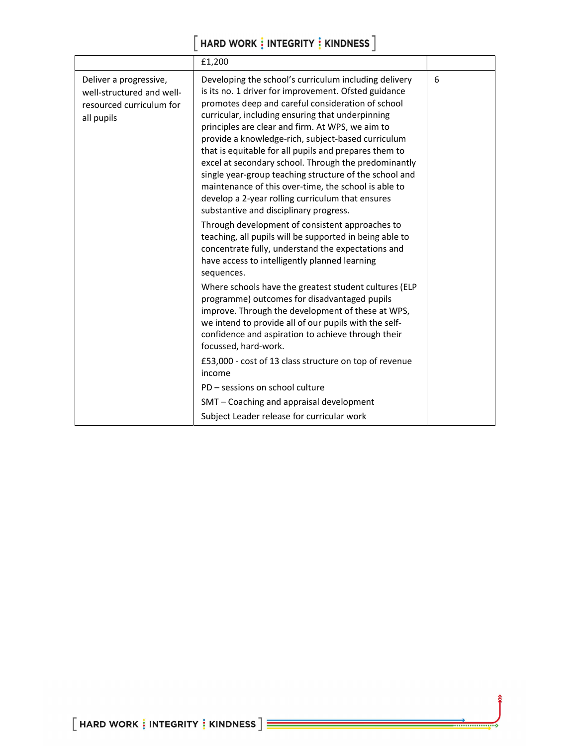| | | |
|---|---|---|
| | £1,200 | |
| Deliver a progressive, well-structured and well-resourced curriculum for all pupils | Developing the school's curriculum including delivery is its no. 1 driver for improvement. Ofsted guidance promotes deep and careful consideration of school curricular, including ensuring that underpinning principles are clear and firm. At WPS, we aim to provide a knowledge-rich, subject-based curriculum that is equitable for all pupils and prepares them to excel at secondary school. Through the predominantly single year-group teaching structure of the school and maintenance of this over-time, the school is able to develop a 2-year rolling curriculum that ensures substantive and disciplinary progress.<br><br>Through development of consistent approaches to teaching, all pupils will be supported in being able to concentrate fully, understand the expectations and have access to intelligently planned learning sequences.<br><br>Where schools have the greatest student cultures (ELP programme) outcomes for disadvantaged pupils improve. Through the development of these at WPS, we intend to provide all of our pupils with the self-confidence and aspiration to achieve through their focussed, hard-work.<br><br>£53,000 - cost of 13 class structure on top of revenue income<br><br>PD – sessions on school culture<br><br>SMT – Coaching and appraisal development<br><br>Subject Leader release for curricular work | 6 |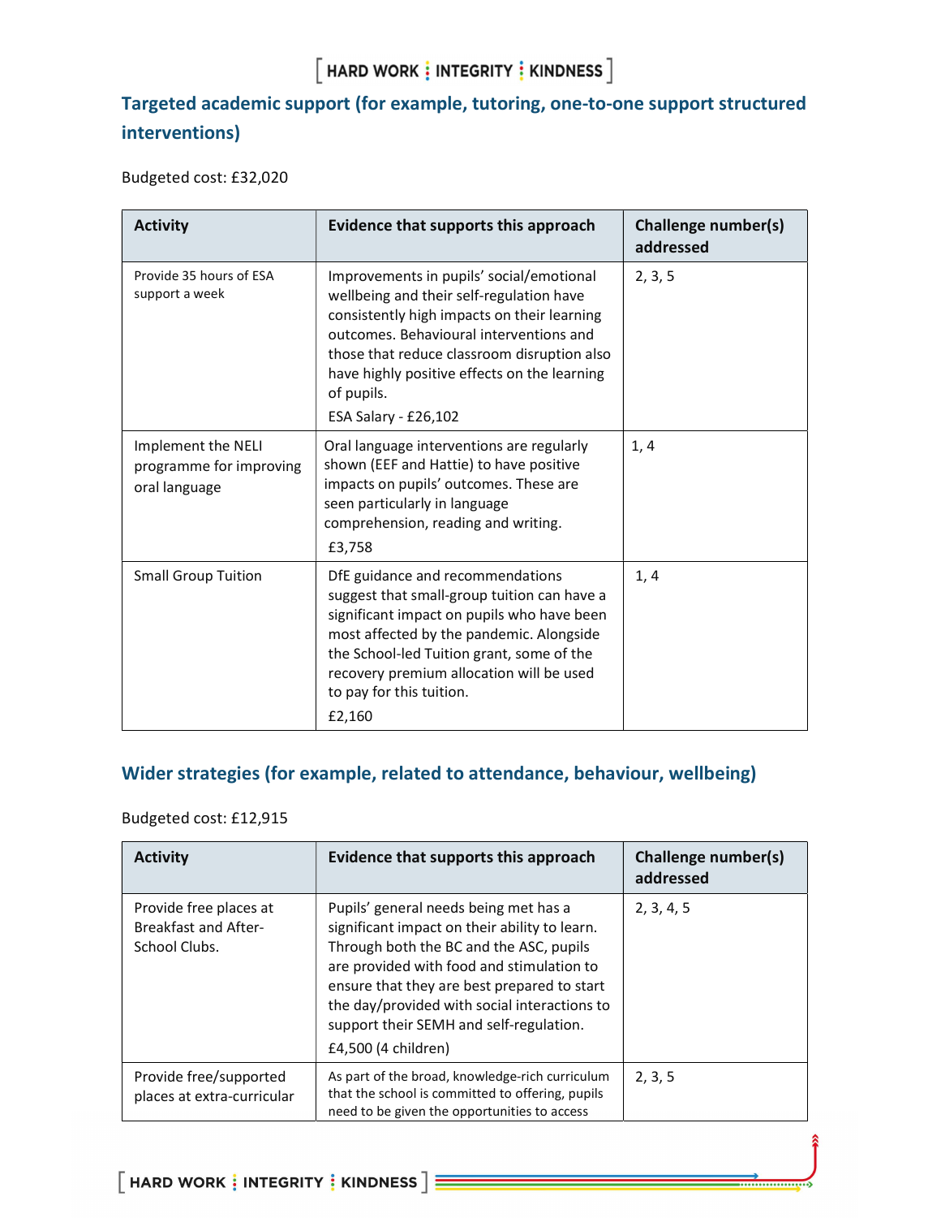## Targeted academic support (for example, tutoring, one-to-one support structured interventions)

Budgeted cost: £32,020

| Activity | Evidence that supports this approach | Challenge number(s) addressed |
|---|---|---|
| Provide 35 hours of ESA support a week | Improvements in pupils' social/emotional wellbeing and their self-regulation have consistently high impacts on their learning outcomes. Behavioural interventions and those that reduce classroom disruption also have highly positive effects on the learning of pupils.<br>ESA Salary - £26,102 | 2, 3, 5 |
| Implement the NELI programme for improving oral language | Oral language interventions are regularly shown (EEF and Hattie) to have positive impacts on pupils' outcomes. These are seen particularly in language comprehension, reading and writing.<br>£3,758 | 1, 4 |
| Small Group Tuition | DfE guidance and recommendations suggest that small-group tuition can have a significant impact on pupils who have been most affected by the pandemic. Alongside the School-led Tuition grant, some of the recovery premium allocation will be used to pay for this tuition.<br>£2,160 | 1, 4 |

## Wider strategies (for example, related to attendance, behaviour, wellbeing)

Budgeted cost: £12,915

| Activity | Evidence that supports this approach | Challenge number(s) addressed |
|---|---|---|
| Provide free places at Breakfast and After-School Clubs. | Pupils' general needs being met has a significant impact on their ability to learn. Through both the BC and the ASC, pupils are provided with food and stimulation to ensure that they are best prepared to start the day/provided with social interactions to support their SEMH and self-regulation.<br>£4,500 (4 children) | 2, 3, 4, 5 |
| Provide free/supported places at extra-curricular | As part of the broad, knowledge-rich curriculum that the school is committed to offering, pupils need to be given the opportunities to access | 2, 3, 5 |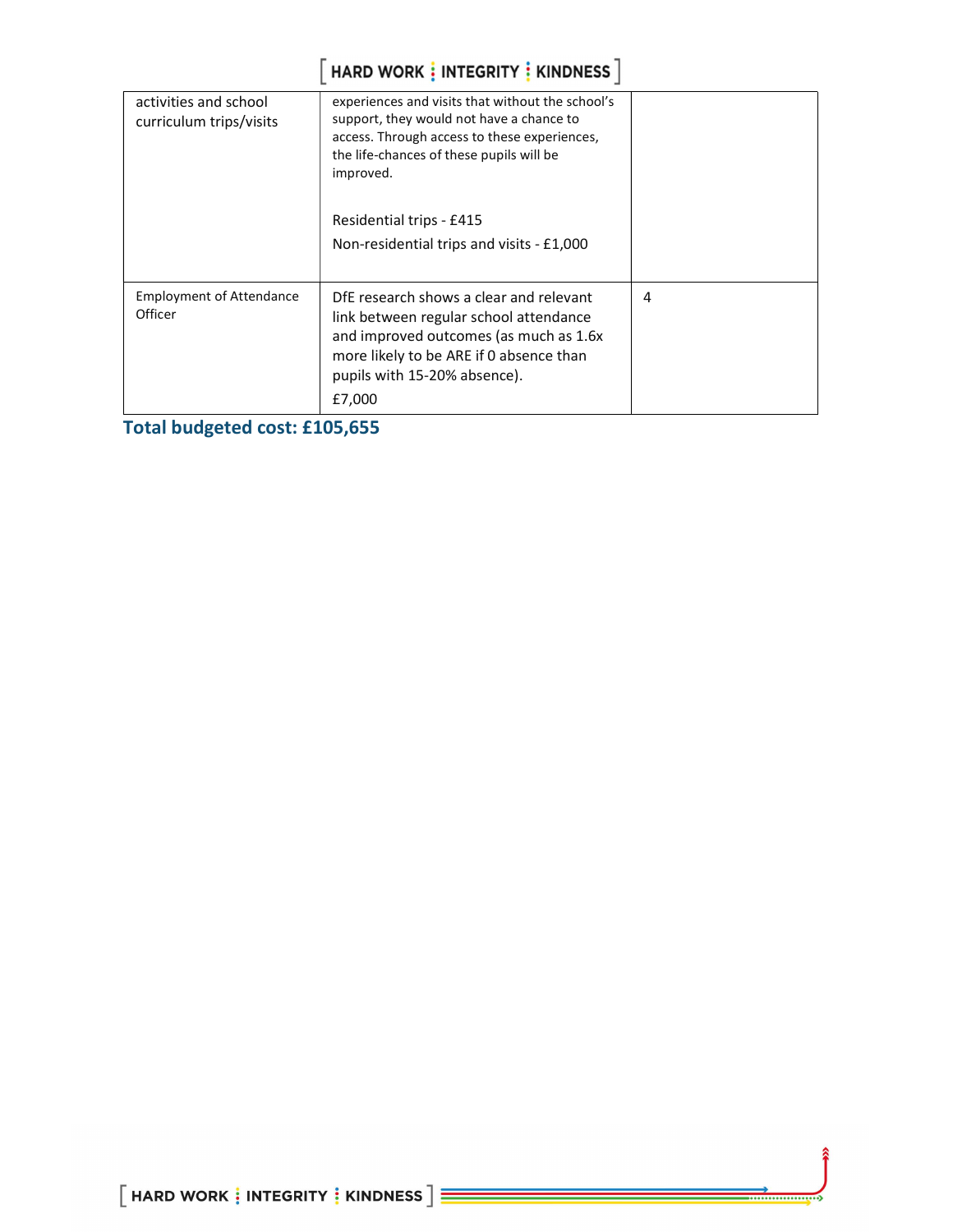| | | |
|---|---|---|
| activities and school curriculum trips/visits | experiences and visits that without the school's support, they would not have a chance to access. Through access to these experiences, the life-chances of these pupils will be improved.<br><br>Residential trips - £415<br><br>Non-residential trips and visits - £1,000 | |
| Employment of Attendance Officer | DfE research shows a clear and relevant link between regular school attendance and improved outcomes (as much as 1.6x more likely to be ARE if 0 absence than pupils with 15-20% absence).<br><br>£7,000 | 4 |

## Total budgeted cost: £105,655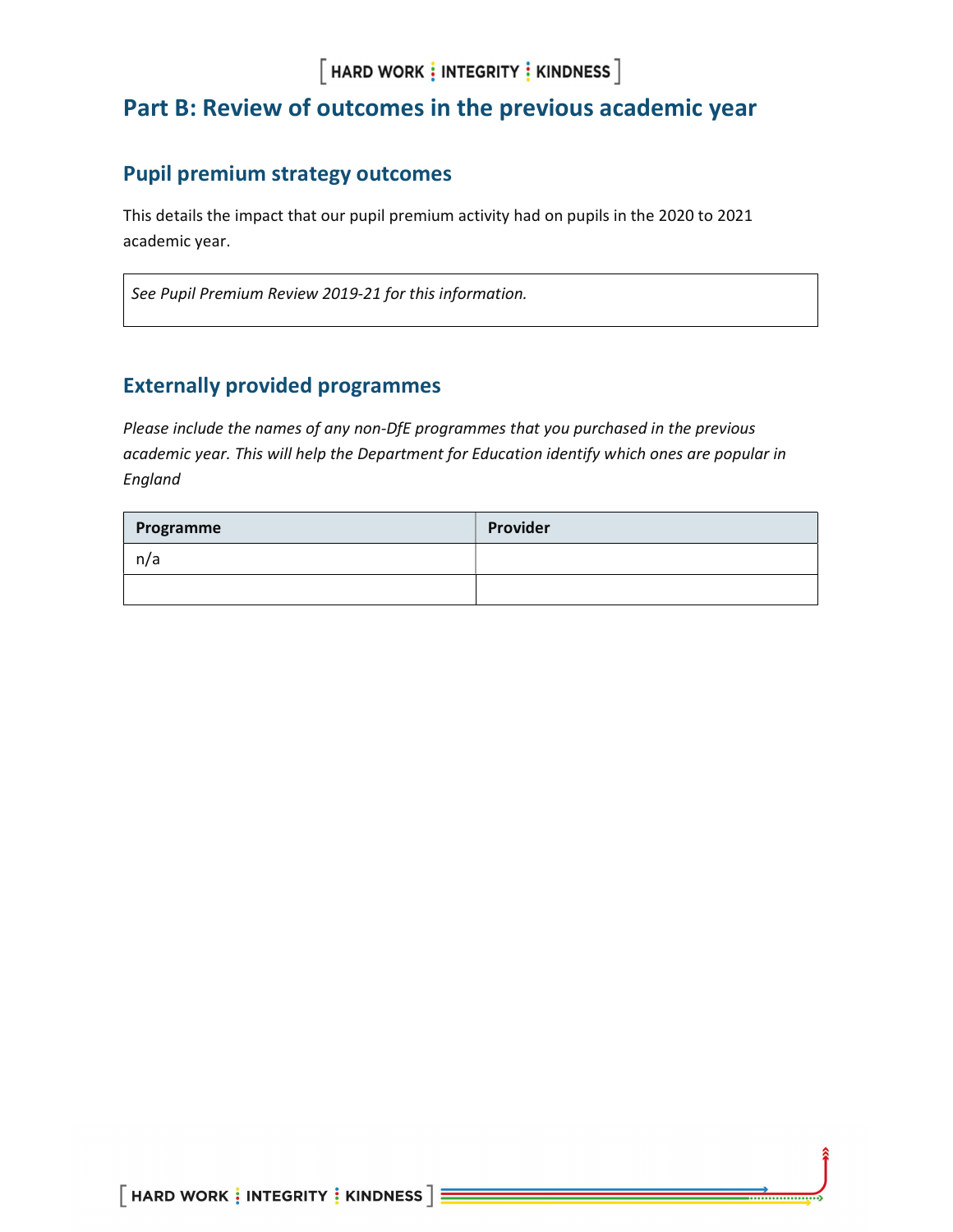# Part B: Review of outcomes in the previous academic year

## Pupil premium strategy outcomes

This details the impact that our pupil premium activity had on pupils in the 2020 to 2021 academic year.

| |
|---|
| *See Pupil Premium Review 2019-21 for this information.* |

## Externally provided programmes

*Please include the names of any non-DfE programmes that you purchased in the previous academic year. This will help the Department for Education identify which ones are popular in England*

| Programme | Provider |
|---|---|
| n/a | |
| | |